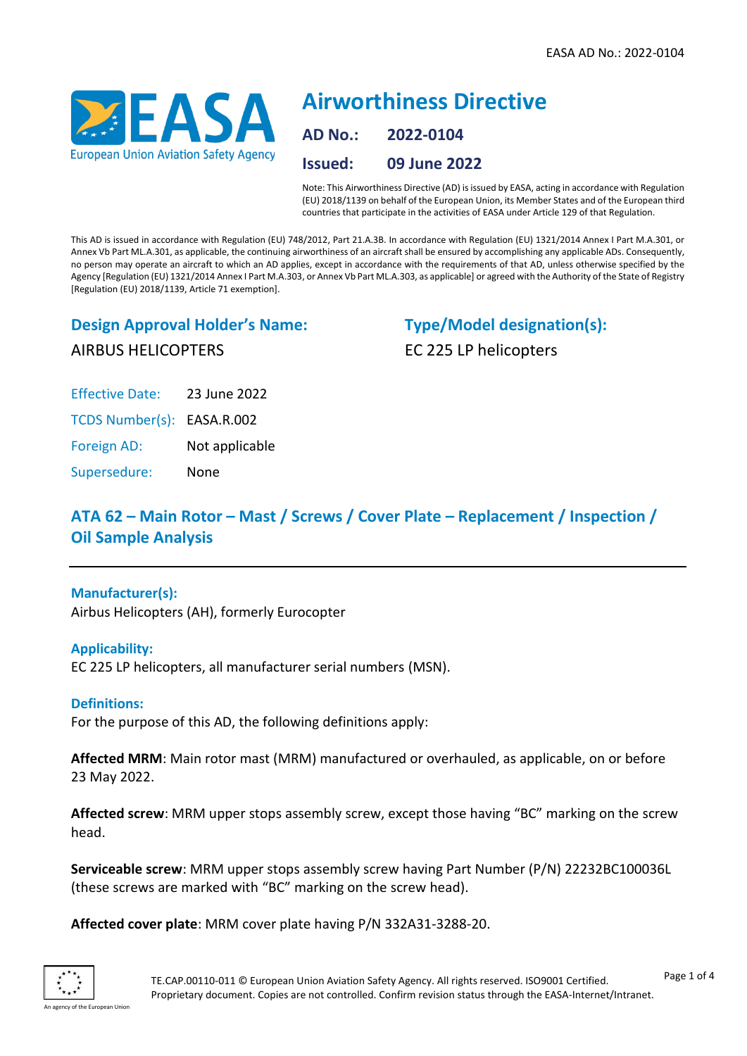# Airworthiness Directive

**AD No.:** 2022-0104

**Issued:** 09 June 2022

Note: This Airworthiness Directive (AD) is issued by EASA, acting in accordance with Regulation (EU) 2018/1139 on behalf of the European Union, its Member States and of the European third countries that participate in the activities of EASA under Article 129 of that Regulation.

This AD is issued in accordance with Regulation (EU) 748/2012, Part 21.A.3B. In accordance with Regulation (EU) 1321/2014 Annex I Part M.A.301, or Annex Vb Part ML.A.301, as applicable, the continuing airworthiness of an aircraft shall be ensured by accomplishing any applicable ADs. Consequently, no person may operate an aircraft to which an AD applies, except in accordance with the requirements of that AD, unless otherwise specified by the Agency [Regulation (EU) 1321/2014 Annex I Part M.A.303, or Annex Vb Part ML.A.303, as applicable] or agreed with the Authority of the State of Registry [Regulation (EU) 2018/1139, Article 71 exemption].

## Design Approval Holder's Name:

AIRBUS HELICOPTERS

## Type/Model designation(s):

EC 225 LP helicopters

| | |
|---|---|
| Effective Date: | 23 June 2022 |
| TCDS Number(s): | EASA.R.002 |
| Foreign AD: | Not applicable |
| Supersedure: | None |

## ATA 62 – Main Rotor – Mast / Screws / Cover Plate – Replacement / Inspection / Oil Sample Analysis

### Manufacturer(s):

Airbus Helicopters (AH), formerly Eurocopter

### Applicability:

EC 225 LP helicopters, all manufacturer serial numbers (MSN).

### Definitions:

For the purpose of this AD, the following definitions apply:

**Affected MRM**: Main rotor mast (MRM) manufactured or overhauled, as applicable, on or before 23 May 2022.

**Affected screw**: MRM upper stops assembly screw, except those having "BC" marking on the screw head.

**Serviceable screw**: MRM upper stops assembly screw having Part Number (P/N) 22232BC100036L (these screws are marked with "BC" marking on the screw head).

**Affected cover plate**: MRM cover plate having P/N 332A31-3288-20.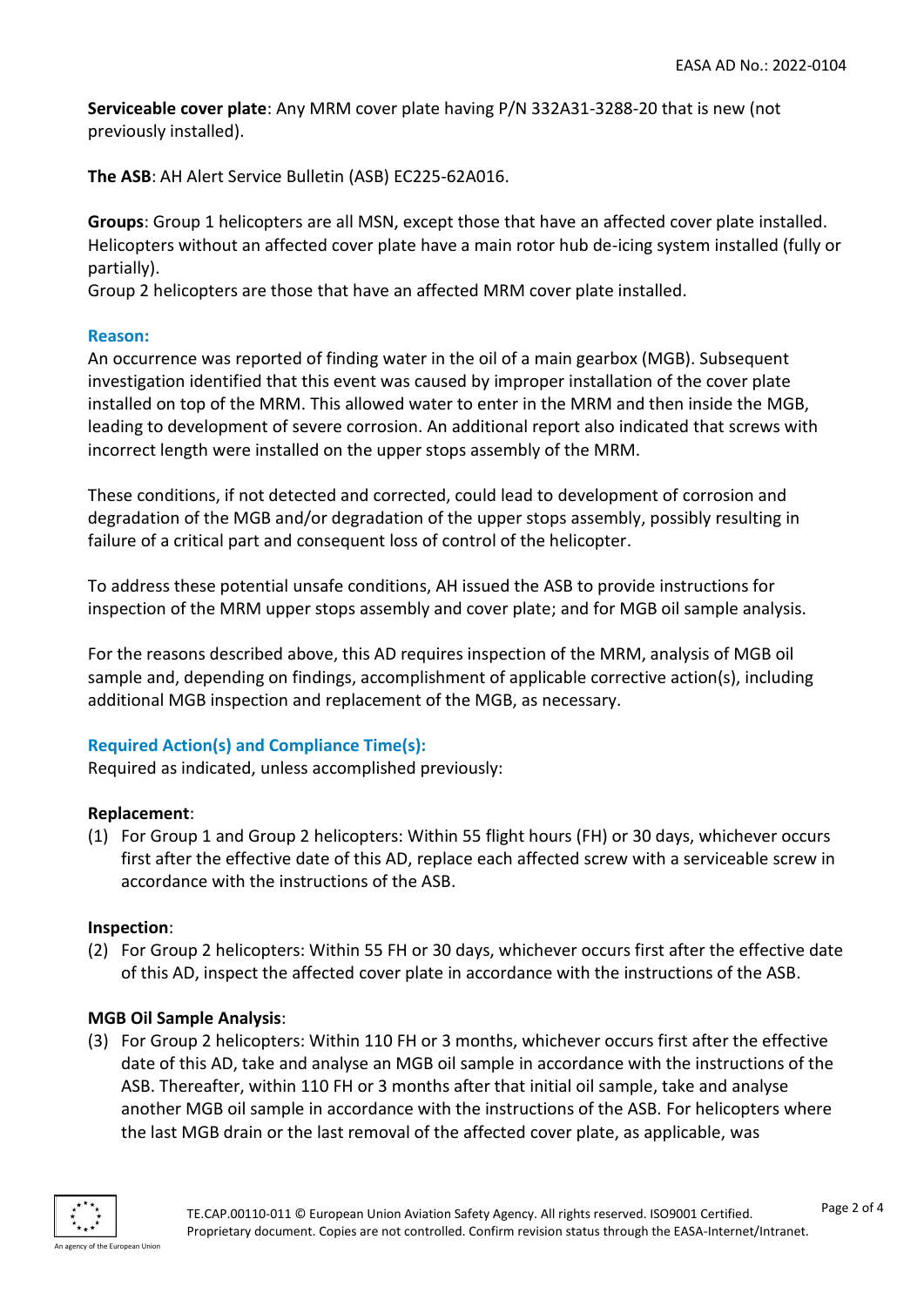**Serviceable cover plate**: Any MRM cover plate having P/N 332A31-3288-20 that is new (not previously installed).

**The ASB**: AH Alert Service Bulletin (ASB) EC225-62A016.

**Groups**: Group 1 helicopters are all MSN, except those that have an affected cover plate installed. Helicopters without an affected cover plate have a main rotor hub de-icing system installed (fully or partially).
Group 2 helicopters are those that have an affected MRM cover plate installed.

### Reason:

An occurrence was reported of finding water in the oil of a main gearbox (MGB). Subsequent investigation identified that this event was caused by improper installation of the cover plate installed on top of the MRM. This allowed water to enter in the MRM and then inside the MGB, leading to development of severe corrosion. An additional report also indicated that screws with incorrect length were installed on the upper stops assembly of the MRM.

These conditions, if not detected and corrected, could lead to development of corrosion and degradation of the MGB and/or degradation of the upper stops assembly, possibly resulting in failure of a critical part and consequent loss of control of the helicopter.

To address these potential unsafe conditions, AH issued the ASB to provide instructions for inspection of the MRM upper stops assembly and cover plate; and for MGB oil sample analysis.

For the reasons described above, this AD requires inspection of the MRM, analysis of MGB oil sample and, depending on findings, accomplishment of applicable corrective action(s), including additional MGB inspection and replacement of the MGB, as necessary.

### Required Action(s) and Compliance Time(s):

Required as indicated, unless accomplished previously:

**Replacement**:

(1) For Group 1 and Group 2 helicopters: Within 55 flight hours (FH) or 30 days, whichever occurs first after the effective date of this AD, replace each affected screw with a serviceable screw in accordance with the instructions of the ASB.

**Inspection**:

(2) For Group 2 helicopters: Within 55 FH or 30 days, whichever occurs first after the effective date of this AD, inspect the affected cover plate in accordance with the instructions of the ASB.

**MGB Oil Sample Analysis**:

(3) For Group 2 helicopters: Within 110 FH or 3 months, whichever occurs first after the effective date of this AD, take and analyse an MGB oil sample in accordance with the instructions of the ASB. Thereafter, within 110 FH or 3 months after that initial oil sample, take and analyse another MGB oil sample in accordance with the instructions of the ASB. For helicopters where the last MGB drain or the last removal of the affected cover plate, as applicable, was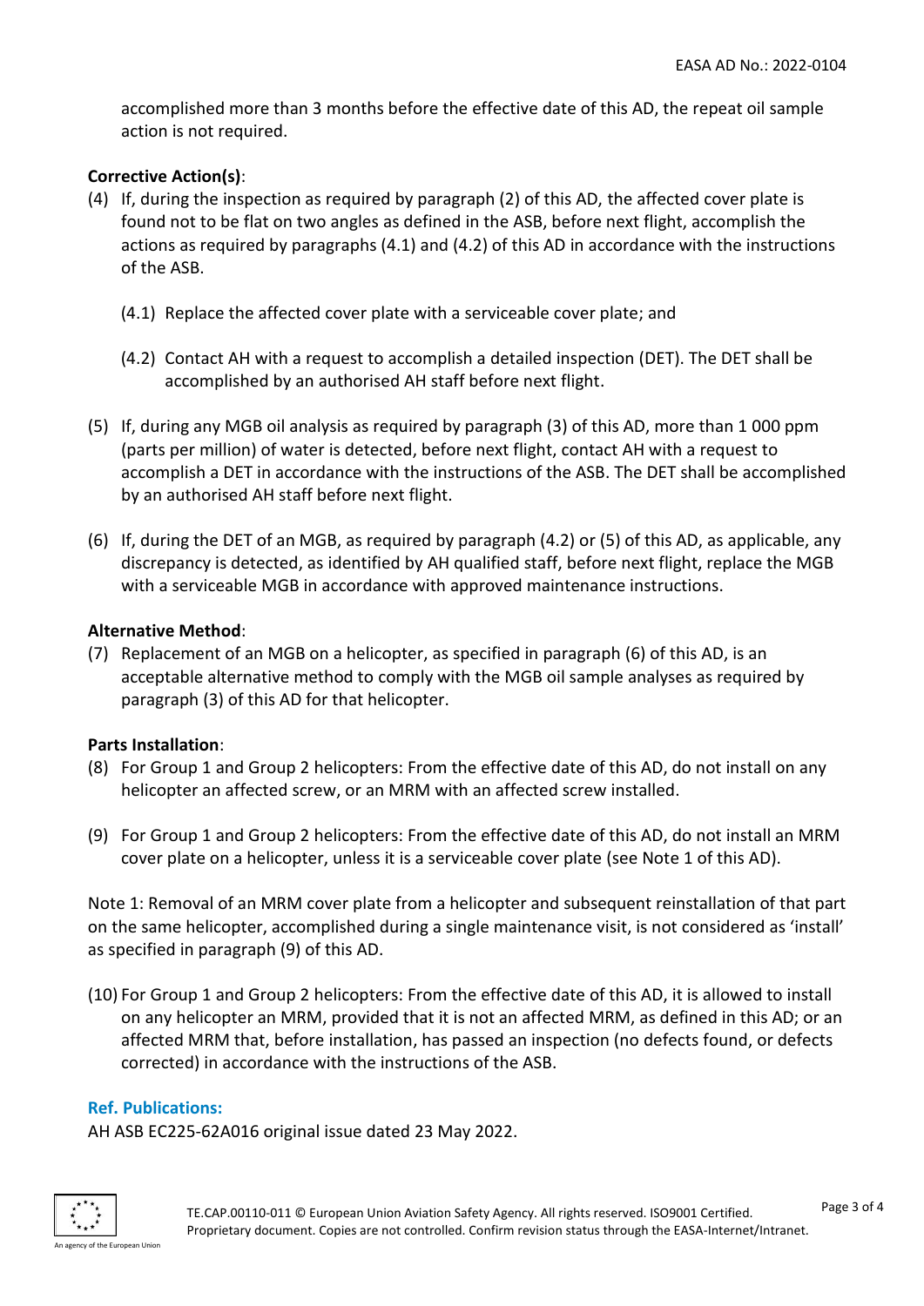accomplished more than 3 months before the effective date of this AD, the repeat oil sample action is not required.

**Corrective Action(s)**:

(4) If, during the inspection as required by paragraph (2) of this AD, the affected cover plate is found not to be flat on two angles as defined in the ASB, before next flight, accomplish the actions as required by paragraphs (4.1) and (4.2) of this AD in accordance with the instructions of the ASB.

(4.1) Replace the affected cover plate with a serviceable cover plate; and

(4.2) Contact AH with a request to accomplish a detailed inspection (DET). The DET shall be accomplished by an authorised AH staff before next flight.

(5) If, during any MGB oil analysis as required by paragraph (3) of this AD, more than 1 000 ppm (parts per million) of water is detected, before next flight, contact AH with a request to accomplish a DET in accordance with the instructions of the ASB. The DET shall be accomplished by an authorised AH staff before next flight.

(6) If, during the DET of an MGB, as required by paragraph (4.2) or (5) of this AD, as applicable, any discrepancy is detected, as identified by AH qualified staff, before next flight, replace the MGB with a serviceable MGB in accordance with approved maintenance instructions.

**Alternative Method**:

(7) Replacement of an MGB on a helicopter, as specified in paragraph (6) of this AD, is an acceptable alternative method to comply with the MGB oil sample analyses as required by paragraph (3) of this AD for that helicopter.

**Parts Installation**:

(8) For Group 1 and Group 2 helicopters: From the effective date of this AD, do not install on any helicopter an affected screw, or an MRM with an affected screw installed.

(9) For Group 1 and Group 2 helicopters: From the effective date of this AD, do not install an MRM cover plate on a helicopter, unless it is a serviceable cover plate (see Note 1 of this AD).

Note 1: Removal of an MRM cover plate from a helicopter and subsequent reinstallation of that part on the same helicopter, accomplished during a single maintenance visit, is not considered as 'install' as specified in paragraph (9) of this AD.

(10) For Group 1 and Group 2 helicopters: From the effective date of this AD, it is allowed to install on any helicopter an MRM, provided that it is not an affected MRM, as defined in this AD; or an affected MRM that, before installation, has passed an inspection (no defects found, or defects corrected) in accordance with the instructions of the ASB.

**Ref. Publications:**

AH ASB EC225-62A016 original issue dated 23 May 2022.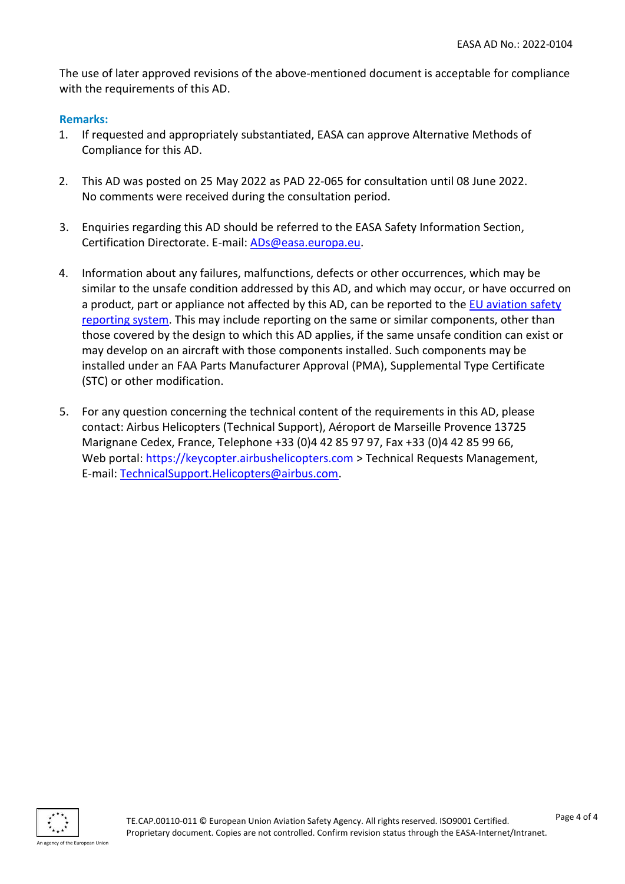The use of later approved revisions of the above-mentioned document is acceptable for compliance with the requirements of this AD.

**Remarks:**

1. If requested and appropriately substantiated, EASA can approve Alternative Methods of Compliance for this AD.

2. This AD was posted on 25 May 2022 as PAD 22-065 for consultation until 08 June 2022. No comments were received during the consultation period.

3. Enquiries regarding this AD should be referred to the EASA Safety Information Section, Certification Directorate. E-mail: ADs@easa.europa.eu.

4. Information about any failures, malfunctions, defects or other occurrences, which may be similar to the unsafe condition addressed by this AD, and which may occur, or have occurred on a product, part or appliance not affected by this AD, can be reported to the EU aviation safety reporting system. This may include reporting on the same or similar components, other than those covered by the design to which this AD applies, if the same unsafe condition can exist or may develop on an aircraft with those components installed. Such components may be installed under an FAA Parts Manufacturer Approval (PMA), Supplemental Type Certificate (STC) or other modification.

5. For any question concerning the technical content of the requirements in this AD, please contact: Airbus Helicopters (Technical Support), Aéroport de Marseille Provence 13725 Marignane Cedex, France, Telephone +33 (0)4 42 85 97 97, Fax +33 (0)4 42 85 99 66, Web portal: https://keycopter.airbushelicopters.com > Technical Requests Management, E-mail: TechnicalSupport.Helicopters@airbus.com.